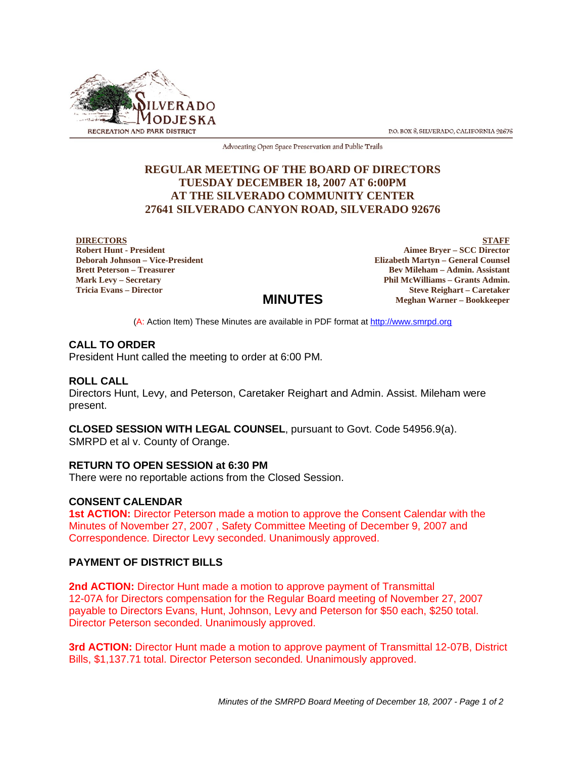SILVERADO MODJESKA RECREATION AND PARK DISTRICT

P.O. BOX 8, SILVERADO, CALIFORNIA 92676

Advocating Open Space Preservation and Public Trails

# REGULAR MEETING OF THE BOARD OF DIRECTORS TUESDAY DECEMBER 18, 2007 AT 6:00PM AT THE SILVERADO COMMUNITY CENTER 27641 SILVERADO CANYON ROAD, SILVERADO 92676

**DIRECTORS**
**Robert Hunt - President**
**Deborah Johnson – Vice-President**
**Brett Peterson – Treasurer**
**Mark Levy – Secretary**
**Tricia Evans – Director**

**STAFF**
**Aimee Bryer – SCC Director**
**Elizabeth Martyn – General Counsel**
**Bev Mileham – Admin. Assistant**
**Phil McWilliams – Grants Admin.**
**Steve Reighart – Caretaker**
**Meghan Warner – Bookkeeper**

## MINUTES

(A: Action Item) These Minutes are available in PDF format at http://www.smrpd.org

### CALL TO ORDER

President Hunt called the meeting to order at 6:00 PM.

### ROLL CALL

Directors Hunt, Levy, and Peterson, Caretaker Reighart and Admin. Assist. Mileham were present.

**CLOSED SESSION WITH LEGAL COUNSEL**, pursuant to Govt. Code 54956.9(a). SMRPD et al v. County of Orange.

### RETURN TO OPEN SESSION at 6:30 PM

There were no reportable actions from the Closed Session.

### CONSENT CALENDAR

**1st ACTION:** Director Peterson made a motion to approve the Consent Calendar with the Minutes of November 27, 2007 , Safety Committee Meeting of December 9, 2007 and Correspondence. Director Levy seconded. Unanimously approved.

### PAYMENT OF DISTRICT BILLS

**2nd ACTION:** Director Hunt made a motion to approve payment of Transmittal 12-07A for Directors compensation for the Regular Board meeting of November 27, 2007 payable to Directors Evans, Hunt, Johnson, Levy and Peterson for $50 each, $250 total. Director Peterson seconded. Unanimously approved.

**3rd ACTION:** Director Hunt made a motion to approve payment of Transmittal 12-07B, District Bills, $1,137.71 total. Director Peterson seconded. Unanimously approved.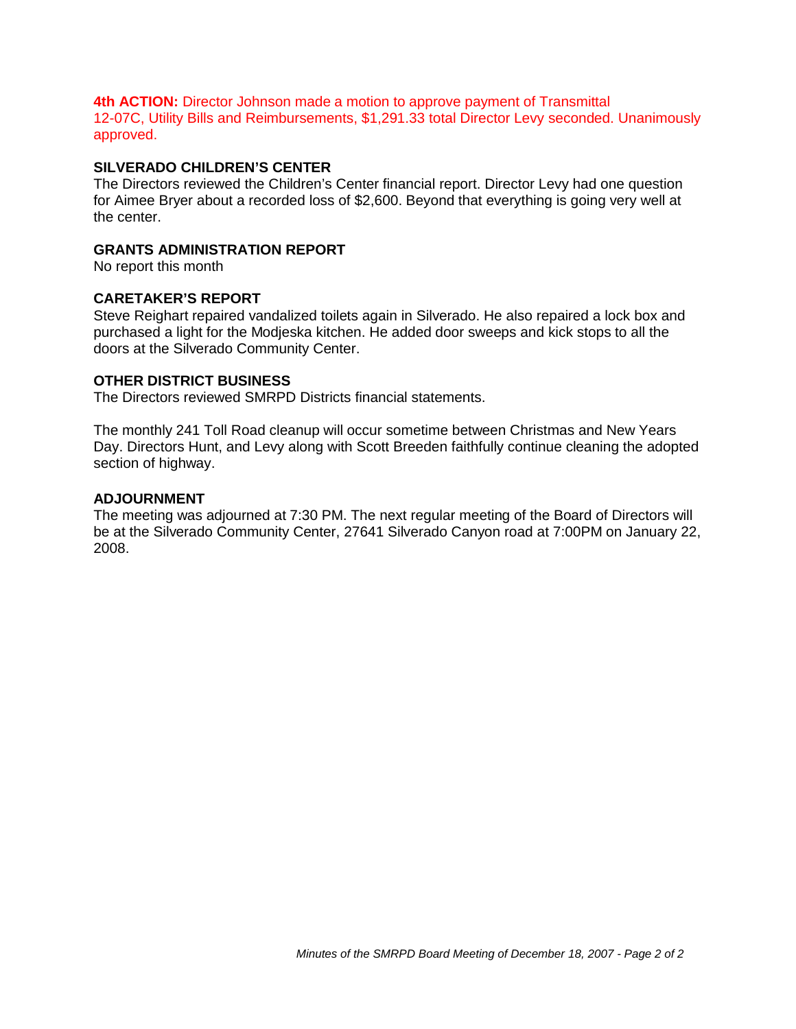**4th ACTION:** Director Johnson made a motion to approve payment of Transmittal 12-07C, Utility Bills and Reimbursements, $1,291.33 total Director Levy seconded. Unanimously approved.

### SILVERADO CHILDREN'S CENTER

The Directors reviewed the Children's Center financial report. Director Levy had one question for Aimee Bryer about a recorded loss of $2,600. Beyond that everything is going very well at the center.

### GRANTS ADMINISTRATION REPORT

No report this month

### CARETAKER'S REPORT

Steve Reighart repaired vandalized toilets again in Silverado. He also repaired a lock box and purchased a light for the Modjeska kitchen. He added door sweeps and kick stops to all the doors at the Silverado Community Center.

### OTHER DISTRICT BUSINESS

The Directors reviewed SMRPD Districts financial statements.

The monthly 241 Toll Road cleanup will occur sometime between Christmas and New Years Day. Directors Hunt, and Levy along with Scott Breeden faithfully continue cleaning the adopted section of highway.

### ADJOURNMENT

The meeting was adjourned at 7:30 PM. The next regular meeting of the Board of Directors will be at the Silverado Community Center, 27641 Silverado Canyon road at 7:00PM on January 22, 2008.